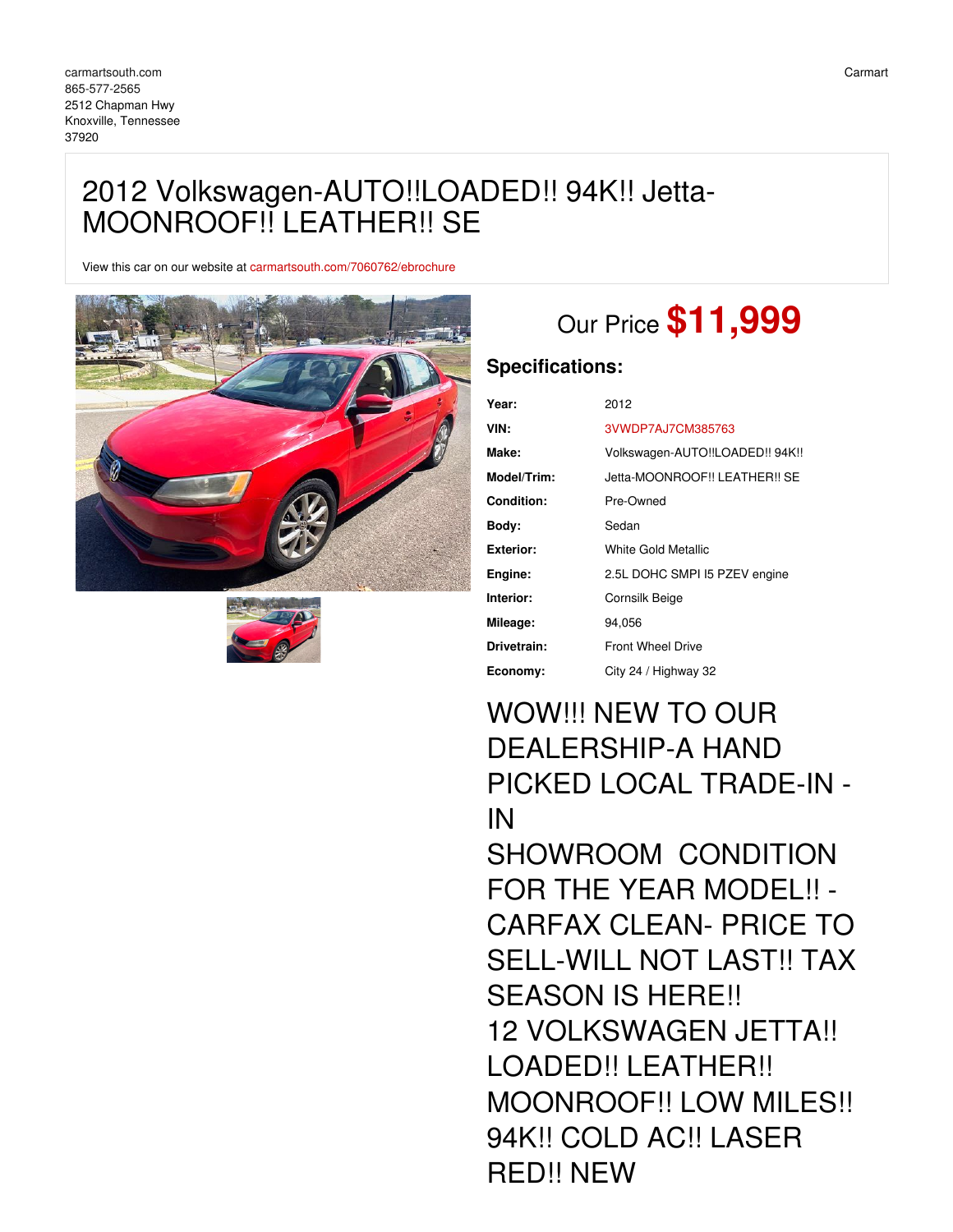carmartsouth.com
865-577-2565
2512 Chapman Hwy
Knoxville, Tennessee
37920

Carmart

# 2012 Volkswagen-AUTO!!LOADED!! 94K!! Jetta-MOONROOF!! LEATHER!! SE

View this car on our website at carmartsouth.com/7060762/ebrochure

Our Price **$11,999**

## Specifications:

| | |
|---|---|
| **Year:** | 2012 |
| **VIN:** | 3VWDP7AJ7CM385763 |
| **Make:** | Volkswagen-AUTO!!LOADED!! 94K!! |
| **Model/Trim:** | Jetta-MOONROOF!! LEATHER!! SE |
| **Condition:** | Pre-Owned |
| **Body:** | Sedan |
| **Exterior:** | White Gold Metallic |
| **Engine:** | 2.5L DOHC SMPI I5 PZEV engine |
| **Interior:** | Cornsilk Beige |
| **Mileage:** | 94,056 |
| **Drivetrain:** | Front Wheel Drive |
| **Economy:** | City 24 / Highway 32 |

WOW!!! NEW TO OUR DEALERSHIP-A HAND PICKED LOCAL TRADE-IN - IN SHOWROOM CONDITION FOR THE YEAR MODEL!! - CARFAX CLEAN- PRICE TO SELL-WILL NOT LAST!! TAX SEASON IS HERE!!
12 VOLKSWAGEN JETTA!! LOADED!! LEATHER!! MOONROOF!! LOW MILES!! 94K!! COLD AC!! LASER RED!! NEW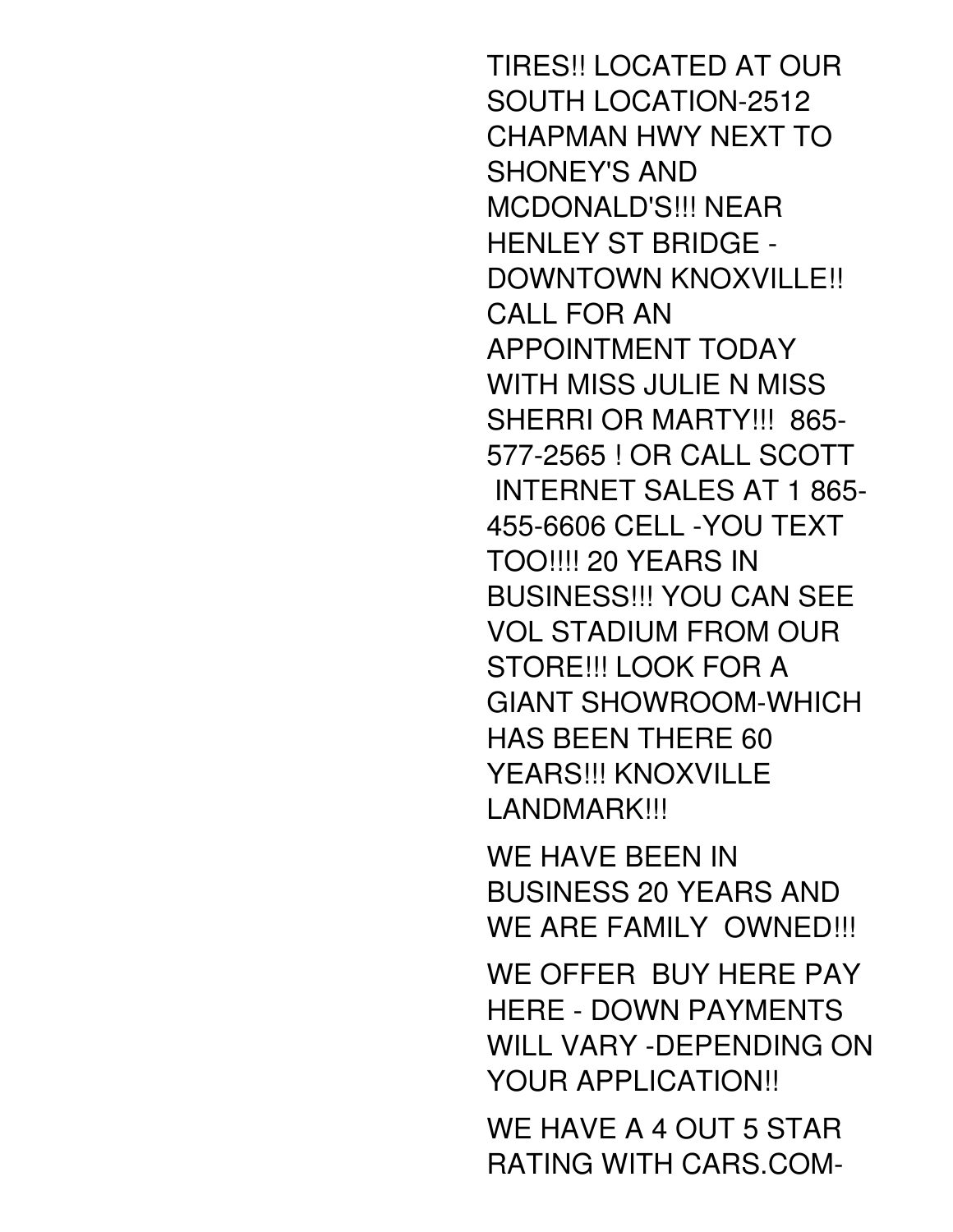TIRES!! LOCATED AT OUR SOUTH LOCATION-2512 CHAPMAN HWY NEXT TO SHONEY'S AND MCDONALD'S!!! NEAR HENLEY ST BRIDGE - DOWNTOWN KNOXVILLE!! CALL FOR AN APPOINTMENT TODAY WITH MISS JULIE N MISS SHERRI OR MARTY!!! 865-577-2565 ! OR CALL SCOTT INTERNET SALES AT 1 865-455-6606 CELL -YOU TEXT TOO!!!! 20 YEARS IN BUSINESS!!! YOU CAN SEE VOL STADIUM FROM OUR STORE!!! LOOK FOR A GIANT SHOWROOM-WHICH HAS BEEN THERE 60 YEARS!!! KNOXVILLE LANDMARK!!!

WE HAVE BEEN IN BUSINESS 20 YEARS AND WE ARE FAMILY OWNED!!!

WE OFFER BUY HERE PAY HERE - DOWN PAYMENTS WILL VARY -DEPENDING ON YOUR APPLICATION!!

WE HAVE A 4 OUT 5 STAR RATING WITH CARS.COM-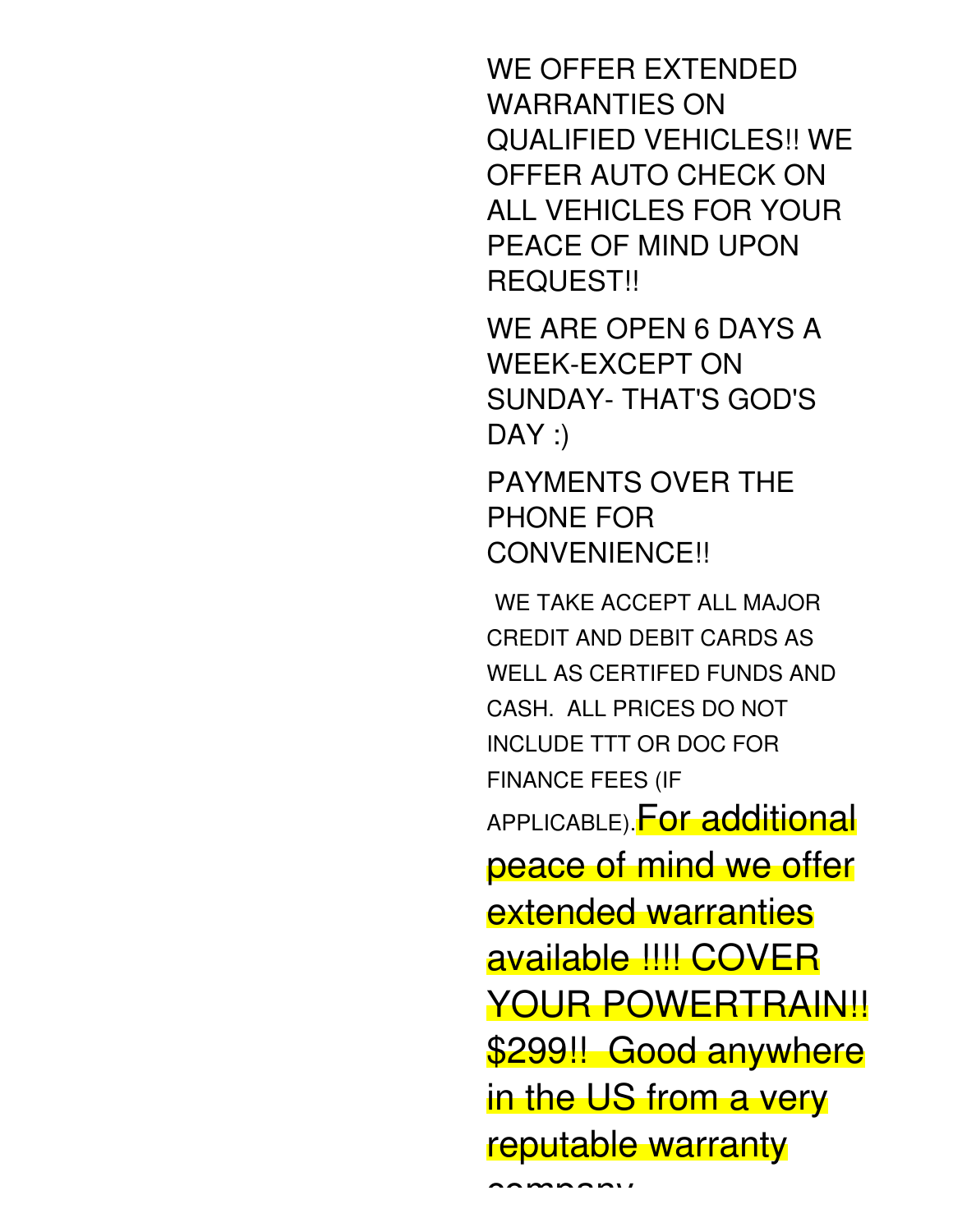WE OFFER EXTENDED WARRANTIES ON QUALIFIED VEHICLES!! WE OFFER AUTO CHECK ON ALL VEHICLES FOR YOUR PEACE OF MIND UPON REQUEST!!

WE ARE OPEN 6 DAYS A WEEK-EXCEPT ON SUNDAY- THAT'S GOD'S DAY :)

PAYMENTS OVER THE PHONE FOR CONVENIENCE!!

WE TAKE ACCEPT ALL MAJOR CREDIT AND DEBIT CARDS AS WELL AS CERTIFED FUNDS AND CASH. ALL PRICES DO NOT INCLUDE TTT OR DOC FOR FINANCE FEES (IF APPLICABLE). For additional peace of mind we offer extended warranties available !!!! COVER YOUR POWERTRAIN!! $299!! Good anywhere in the US from a very reputable warranty company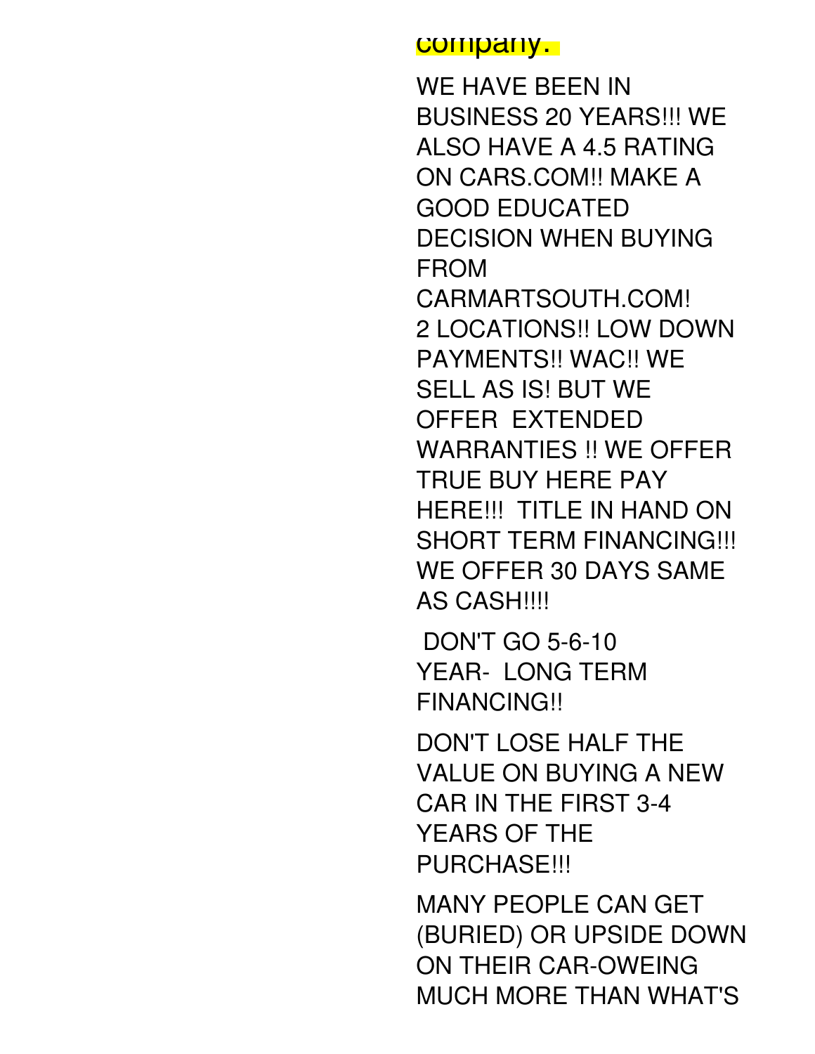company.

WE HAVE BEEN IN BUSINESS 20 YEARS!!! WE ALSO HAVE A 4.5 RATING ON CARS.COM!! MAKE A GOOD EDUCATED DECISION WHEN BUYING FROM CARMARTSOUTH.COM! 2 LOCATIONS!! LOW DOWN PAYMENTS!! WAC!! WE SELL AS IS! BUT WE OFFER EXTENDED WARRANTIES !! WE OFFER TRUE BUY HERE PAY HERE!!! TITLE IN HAND ON SHORT TERM FINANCING!!! WE OFFER 30 DAYS SAME AS CASH!!!!

DON'T GO 5-6-10 YEAR- LONG TERM FINANCING!!

DON'T LOSE HALF THE VALUE ON BUYING A NEW CAR IN THE FIRST 3-4 YEARS OF THE PURCHASE!!!

MANY PEOPLE CAN GET (BURIED) OR UPSIDE DOWN ON THEIR CAR-OWEING MUCH MORE THAN WHAT'S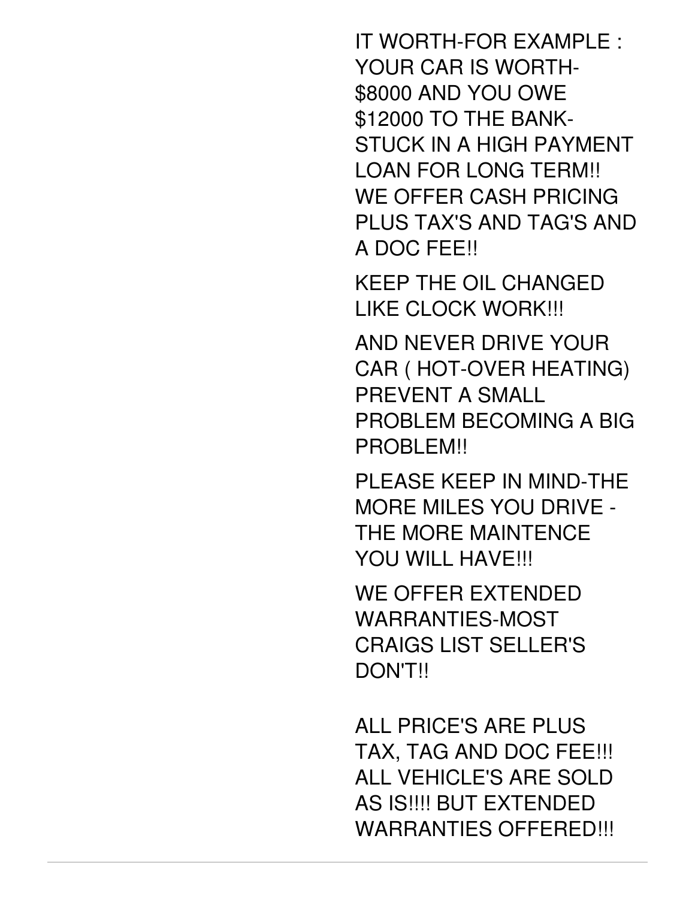IT WORTH-FOR EXAMPLE : YOUR CAR IS WORTH-$8000 AND YOU OWE $12000 TO THE BANK-STUCK IN A HIGH PAYMENT LOAN FOR LONG TERM!! WE OFFER CASH PRICING PLUS TAX'S AND TAG'S AND A DOC FEE!!

KEEP THE OIL CHANGED LIKE CLOCK WORK!!!

AND NEVER DRIVE YOUR CAR ( HOT-OVER HEATING) PREVENT A SMALL PROBLEM BECOMING A BIG PROBLEM!!

PLEASE KEEP IN MIND-THE MORE MILES YOU DRIVE - THE MORE MAINTENCE YOU WILL HAVE!!!

WE OFFER EXTENDED WARRANTIES-MOST CRAIGS LIST SELLER'S DON'T!!

ALL PRICE'S ARE PLUS TAX, TAG AND DOC FEE!!! ALL VEHICLE'S ARE SOLD AS IS!!!! BUT EXTENDED WARRANTIES OFFERED!!!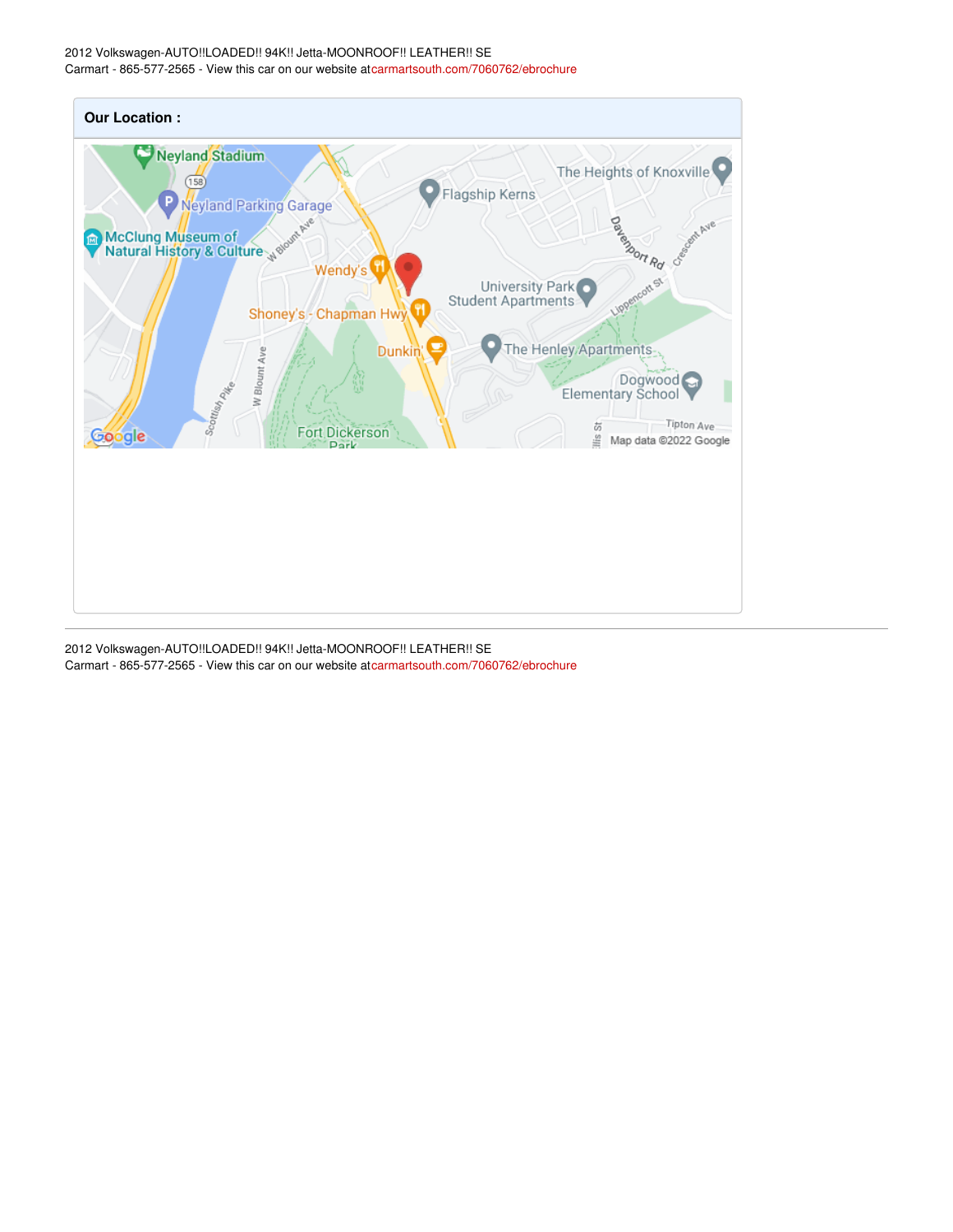## Our Location :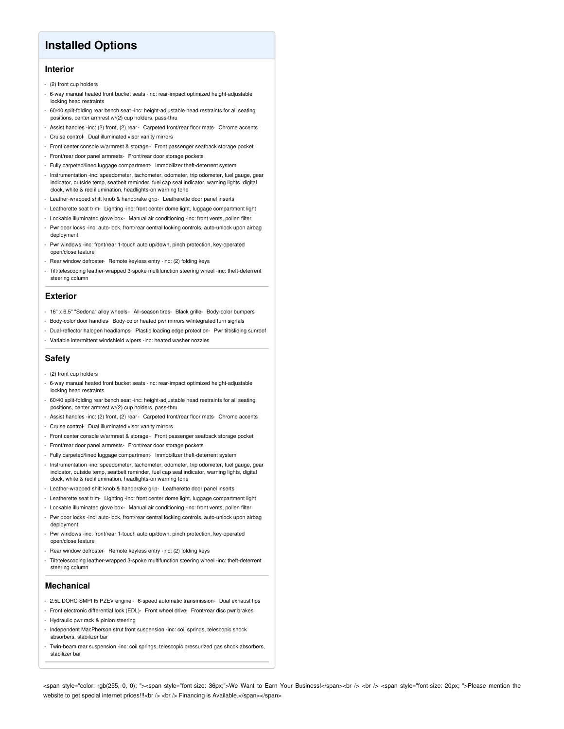# Installed Options

## Interior

- (2) front cup holders
- 6-way manual heated front bucket seats -inc: rear-impact optimized height-adjustable locking head restraints
- 60/40 split-folding rear bench seat -inc: height-adjustable head restraints for all seating positions, center armrest w/(2) cup holders, pass-thru
- Assist handles -inc: (2) front, (2) rear - Carpeted front/rear floor mats - Chrome accents
- Cruise control - Dual illuminated visor vanity mirrors
- Front center console w/armrest & storage - Front passenger seatback storage pocket
- Front/rear door panel armrests - Front/rear door storage pockets
- Fully carpeted/lined luggage compartment - Immobilizer theft-deterrent system
- Instrumentation -inc: speedometer, tachometer, odometer, trip odometer, fuel gauge, gear indicator, outside temp, seatbelt reminder, fuel cap seal indicator, warning lights, digital clock, white & red illumination, headlights-on warning tone
- Leather-wrapped shift knob & handbrake grip - Leatherette door panel inserts
- Leatherette seat trim - Lighting -inc: front center dome light, luggage compartment light
- Lockable illuminated glove box - Manual air conditioning -inc: front vents, pollen filter
- Pwr door locks -inc: auto-lock, front/rear central locking controls, auto-unlock upon airbag deployment
- Pwr windows -inc: front/rear 1-touch auto up/down, pinch protection, key-operated open/close feature
- Rear window defroster - Remote keyless entry -inc: (2) folding keys
- Tilt/telescoping leather-wrapped 3-spoke multifunction steering wheel -inc: theft-deterrent steering column

## Exterior

- 16" x 6.5" "Sedona" alloy wheels - All-season tires - Black grille - Body-color bumpers
- Body-color door handles - Body-color heated pwr mirrors w/integrated turn signals
- Dual-reflector halogen headlamps - Plastic loading edge protection - Pwr tilt/sliding sunroof
- Variable intermittent windshield wipers -inc: heated washer nozzles

## Safety

- (2) front cup holders
- 6-way manual heated front bucket seats -inc: rear-impact optimized height-adjustable locking head restraints
- 60/40 split-folding rear bench seat -inc: height-adjustable head restraints for all seating positions, center armrest w/(2) cup holders, pass-thru
- Assist handles -inc: (2) front, (2) rear - Carpeted front/rear floor mats - Chrome accents
- Cruise control - Dual illuminated visor vanity mirrors
- Front center console w/armrest & storage - Front passenger seatback storage pocket
- Front/rear door panel armrests - Front/rear door storage pockets
- Fully carpeted/lined luggage compartment - Immobilizer theft-deterrent system
- Instrumentation -inc: speedometer, tachometer, odometer, trip odometer, fuel gauge, gear indicator, outside temp, seatbelt reminder, fuel cap seal indicator, warning lights, digital clock, white & red illumination, headlights-on warning tone
- Leather-wrapped shift knob & handbrake grip - Leatherette door panel inserts
- Leatherette seat trim - Lighting -inc: front center dome light, luggage compartment light
- Lockable illuminated glove box - Manual air conditioning -inc: front vents, pollen filter
- Pwr door locks -inc: auto-lock, front/rear central locking controls, auto-unlock upon airbag deployment
- Pwr windows -inc: front/rear 1-touch auto up/down, pinch protection, key-operated open/close feature
- Rear window defroster - Remote keyless entry -inc: (2) folding keys
- Tilt/telescoping leather-wrapped 3-spoke multifunction steering wheel -inc: theft-deterrent steering column

## Mechanical

- 2.5L DOHC SMPI I5 PZEV engine - 6-speed automatic transmission - Dual exhaust tips
- Front electronic differential lock (EDL) - Front wheel drive - Front/rear disc pwr brakes
- Hydraulic pwr rack & pinion steering
- Independent MacPherson strut front suspension -inc: coil springs, telescopic shock absorbers, stabilizer bar
- Twin-beam rear suspension -inc: coil springs, telescopic pressurized gas shock absorbers, stabilizer bar

<span style="color: rgb(255, 0, 0); "><span style="font-size: 36px;">We Want to Earn Your Business!</span><br /> <br /> <span style="font-size: 20px; ">Please mention the website to get special internet prices!!!<br /> <br /> Financing is Available.</span></span>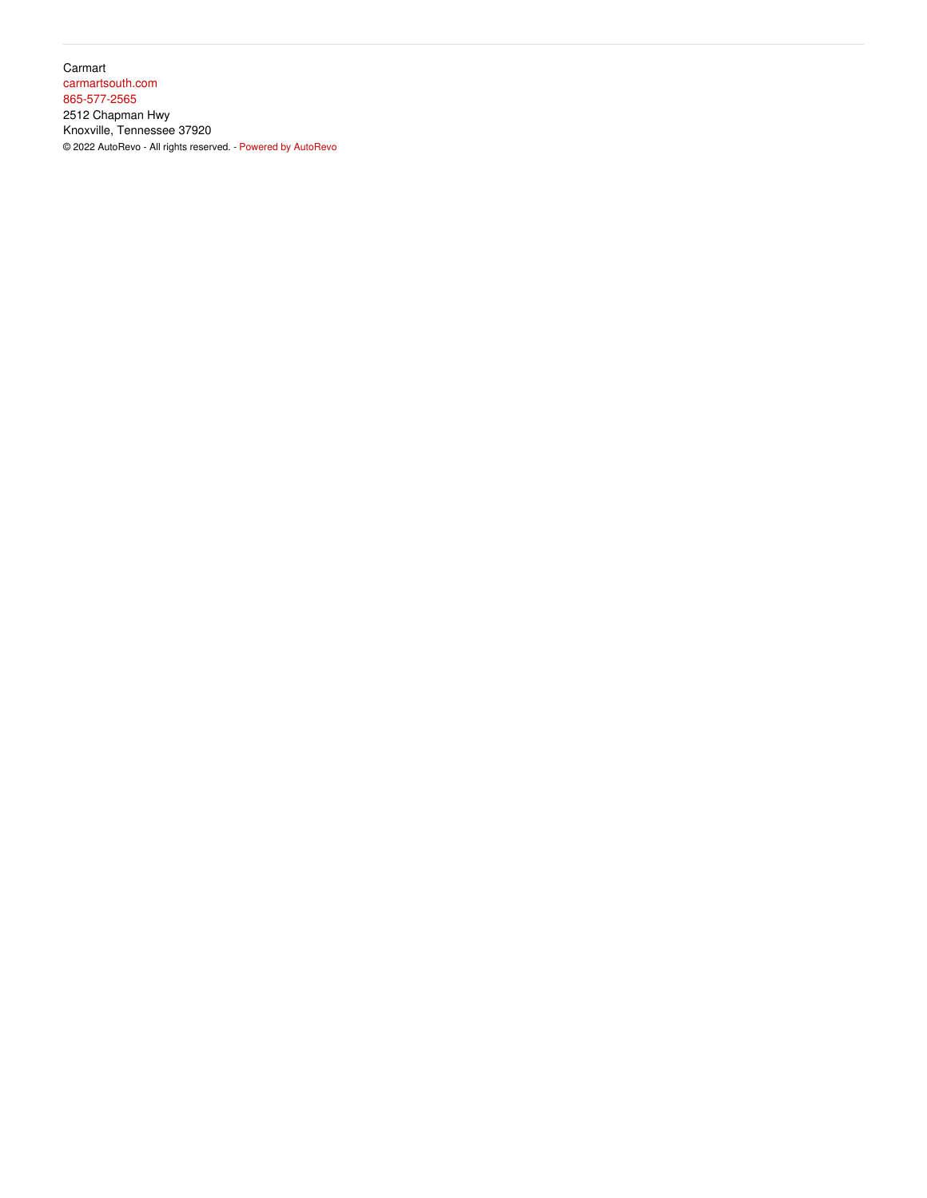Carmart
carmartsouth.com
865-577-2565
2512 Chapman Hwy
Knoxville, Tennessee 37920
© 2022 AutoRevo - All rights reserved. - Powered by AutoRevo